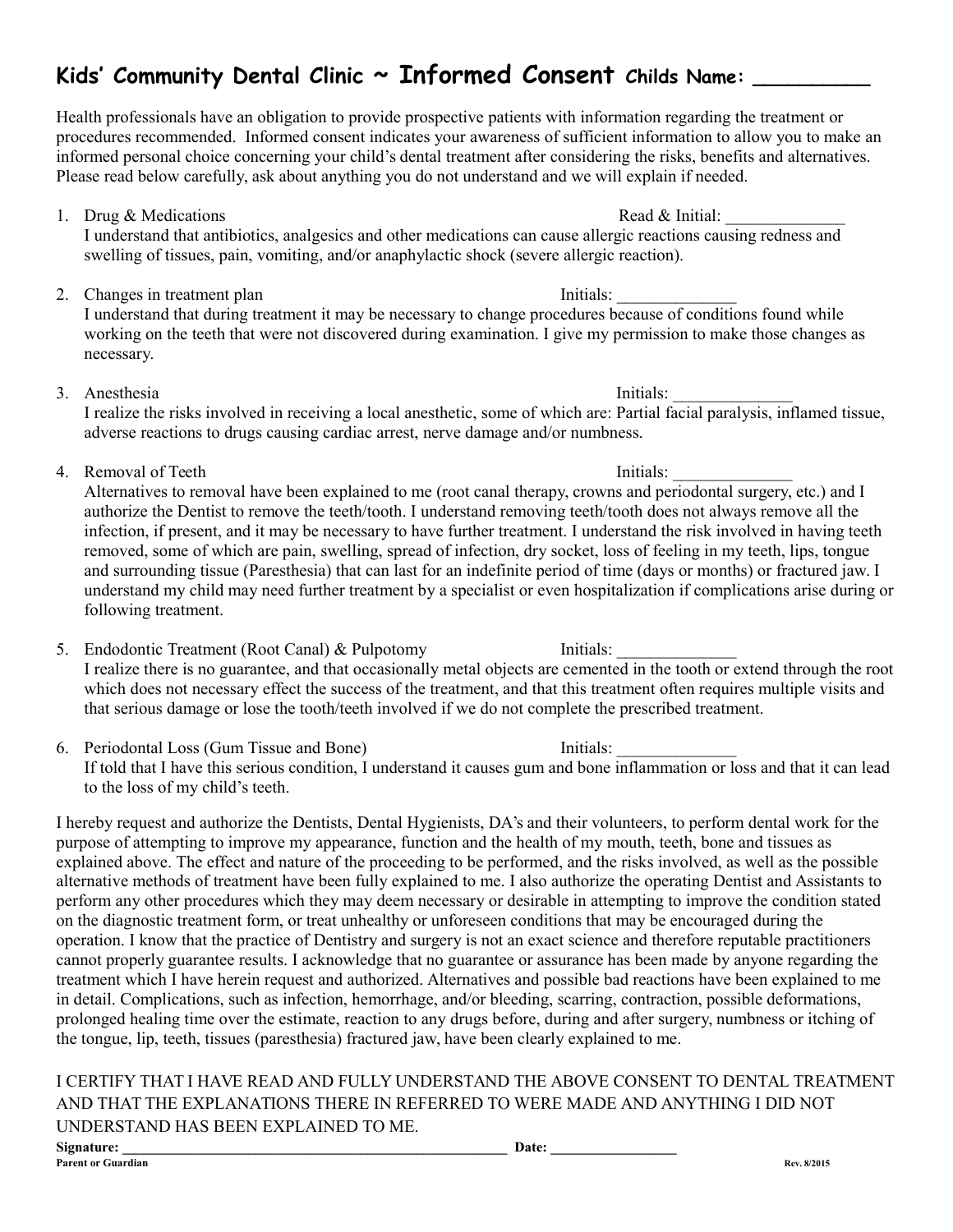# Kids' Community Dental Clinic ~ Informed Consent Childs Name: _________

Health professionals have an obligation to provide prospective patients with information regarding the treatment or procedures recommended. Informed consent indicates your awareness of sufficient information to allow you to make an informed personal choice concerning your child's dental treatment after considering the risks, benefits and alternatives. Please read below carefully, ask about anything you do not understand and we will explain if needed.

1. Drug & Medications — Read & Initial: ______________
   I understand that antibiotics, analgesics and other medications can cause allergic reactions causing redness and swelling of tissues, pain, vomiting, and/or anaphylactic shock (severe allergic reaction).

2. Changes in treatment plan — Initials: ______________
   I understand that during treatment it may be necessary to change procedures because of conditions found while working on the teeth that were not discovered during examination. I give my permission to make those changes as necessary.

3. Anesthesia — Initials: ______________
   I realize the risks involved in receiving a local anesthetic, some of which are: Partial facial paralysis, inflamed tissue, adverse reactions to drugs causing cardiac arrest, nerve damage and/or numbness.

4. Removal of Teeth — Initials: ______________
   Alternatives to removal have been explained to me (root canal therapy, crowns and periodontal surgery, etc.) and I authorize the Dentist to remove the teeth/tooth. I understand removing teeth/tooth does not always remove all the infection, if present, and it may be necessary to have further treatment. I understand the risk involved in having teeth removed, some of which are pain, swelling, spread of infection, dry socket, loss of feeling in my teeth, lips, tongue and surrounding tissue (Paresthesia) that can last for an indefinite period of time (days or months) or fractured jaw. I understand my child may need further treatment by a specialist or even hospitalization if complications arise during or following treatment.

5. Endodontic Treatment (Root Canal) & Pulpotomy — Initials: ______________
   I realize there is no guarantee, and that occasionally metal objects are cemented in the tooth or extend through the root which does not necessary effect the success of the treatment, and that this treatment often requires multiple visits and that serious damage or lose the tooth/teeth involved if we do not complete the prescribed treatment.

6. Periodontal Loss (Gum Tissue and Bone) — Initials: ______________
   If told that I have this serious condition, I understand it causes gum and bone inflammation or loss and that it can lead to the loss of my child's teeth.

I hereby request and authorize the Dentists, Dental Hygienists, DA's and their volunteers, to perform dental work for the purpose of attempting to improve my appearance, function and the health of my mouth, teeth, bone and tissues as explained above. The effect and nature of the proceeding to be performed, and the risks involved, as well as the possible alternative methods of treatment have been fully explained to me. I also authorize the operating Dentist and Assistants to perform any other procedures which they may deem necessary or desirable in attempting to improve the condition stated on the diagnostic treatment form, or treat unhealthy or unforeseen conditions that may be encouraged during the operation. I know that the practice of Dentistry and surgery is not an exact science and therefore reputable practitioners cannot properly guarantee results. I acknowledge that no guarantee or assurance has been made by anyone regarding the treatment which I have herein request and authorized. Alternatives and possible bad reactions have been explained to me in detail. Complications, such as infection, hemorrhage, and/or bleeding, scarring, contraction, possible deformations, prolonged healing time over the estimate, reaction to any drugs before, during and after surgery, numbness or itching of the tongue, lip, teeth, tissues (paresthesia) fractured jaw, have been clearly explained to me.

I CERTIFY THAT I HAVE READ AND FULLY UNDERSTAND THE ABOVE CONSENT TO DENTAL TREATMENT AND THAT THE EXPLANATIONS THERE IN REFERRED TO WERE MADE AND ANYTHING I DID NOT UNDERSTAND HAS BEEN EXPLAINED TO ME.

**Signature:** ______________________________________________________ **Date:** _________________
**Parent or Guardian**

Rev. 8/2015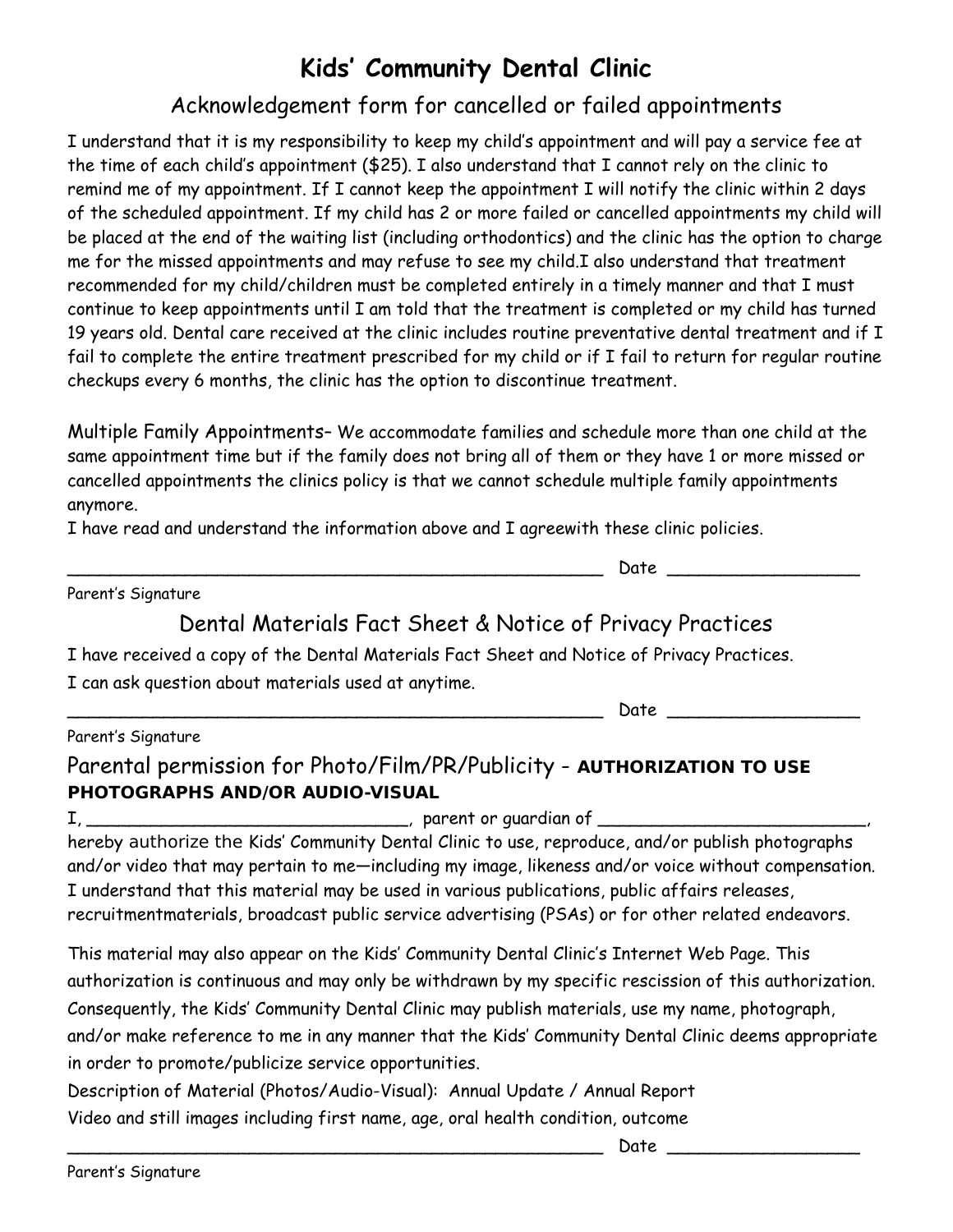# Kids' Community Dental Clinic

## Acknowledgement form for cancelled or failed appointments

I understand that it is my responsibility to keep my child's appointment and will pay a service fee at the time of each child's appointment ($25). I also understand that I cannot rely on the clinic to remind me of my appointment. If I cannot keep the appointment I will notify the clinic within 2 days of the scheduled appointment. If my child has 2 or more failed or cancelled appointments my child will be placed at the end of the waiting list (including orthodontics) and the clinic has the option to charge me for the missed appointments and may refuse to see my child.I also understand that treatment recommended for my child/children must be completed entirely in a timely manner and that I must continue to keep appointments until I am told that the treatment is completed or my child has turned 19 years old. Dental care received at the clinic includes routine preventative dental treatment and if I fail to complete the entire treatment prescribed for my child or if I fail to return for regular routine checkups every 6 months, the clinic has the option to discontinue treatment.

Multiple Family Appointments– We accommodate families and schedule more than one child at the same appointment time but if the family does not bring all of them or they have 1 or more missed or cancelled appointments the clinics policy is that we cannot schedule multiple family appointments anymore.

I have read and understand the information above and I agreewith these clinic policies.

_____________________________________________________ Date ___________________

Parent's Signature

## Dental Materials Fact Sheet & Notice of Privacy Practices

I have received a copy of the Dental Materials Fact Sheet and Notice of Privacy Practices.

I can ask question about materials used at anytime.

_____________________________________________________ Date ___________________

Parent's Signature

## Parental permission for Photo/Film/PR/Publicity - **AUTHORIZATION TO USE PHOTOGRAPHS AND/OR AUDIO-VISUAL**

I, _______________________________, parent or guardian of __________________________, hereby authorize the Kids' Community Dental Clinic to use, reproduce, and/or publish photographs and/or video that may pertain to me—including my image, likeness and/or voice without compensation. I understand that this material may be used in various publications, public affairs releases, recruitmentmaterials, broadcast public service advertising (PSAs) or for other related endeavors.

This material may also appear on the Kids' Community Dental Clinic's Internet Web Page. This authorization is continuous and may only be withdrawn by my specific rescission of this authorization. Consequently, the Kids' Community Dental Clinic may publish materials, use my name, photograph, and/or make reference to me in any manner that the Kids' Community Dental Clinic deems appropriate in order to promote/publicize service opportunities.

Description of Material (Photos/Audio-Visual): Annual Update / Annual Report

Video and still images including first name, age, oral health condition, outcome

_____________________________________________________ Date ___________________

Parent's Signature